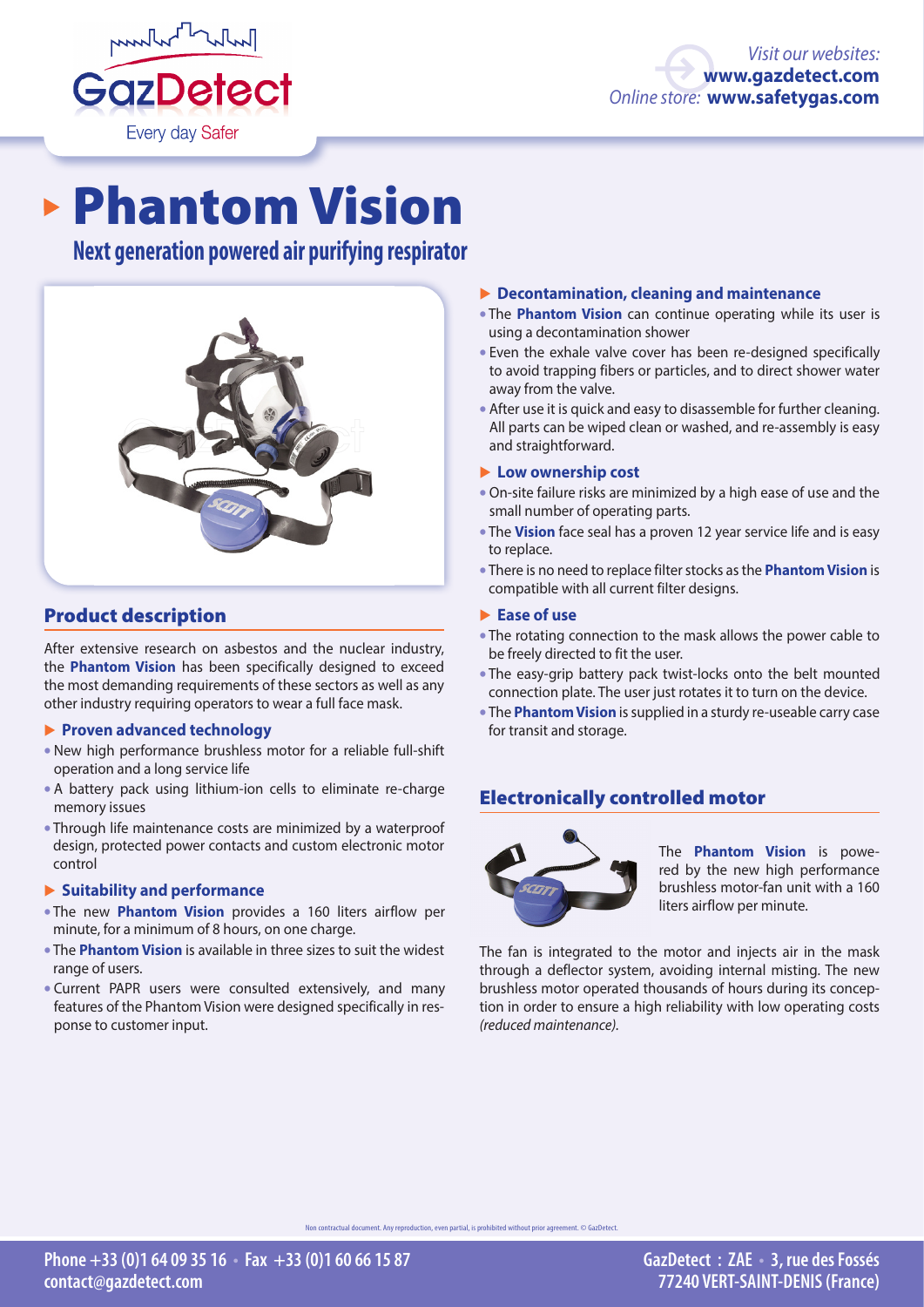# Phantom Vision

## Next generation powered air purifying respirator

## Product description

After extensive research on asbestos and the nuclear industry, the **Phantom Vision** has been specifically designed to exceed the most demanding requirements of these sectors as well as any other industry requiring operators to wear a full face mask.

### Proven advanced technology

- New high performance brushless motor for a reliable full-shift operation and a long service life
- A battery pack using lithium-ion cells to eliminate re-charge memory issues
- Through life maintenance costs are minimized by a waterproof design, protected power contacts and custom electronic motor control

### Suitability and performance

- The new **Phantom Vision** provides a 160 liters airflow per minute, for a minimum of 8 hours, on one charge.
- The **Phantom Vision** is available in three sizes to suit the widest range of users.
- Current PAPR users were consulted extensively, and many features of the Phantom Vision were designed specifically in response to customer input.

### Decontamination, cleaning and maintenance

- The **Phantom Vision** can continue operating while its user is using a decontamination shower
- Even the exhale valve cover has been re-designed specifically to avoid trapping fibers or particles, and to direct shower water away from the valve.
- After use it is quick and easy to disassemble for further cleaning. All parts can be wiped clean or washed, and re-assembly is easy and straightforward.

### Low ownership cost

- On-site failure risks are minimized by a high ease of use and the small number of operating parts.
- The **Vision** face seal has a proven 12 year service life and is easy to replace.
- There is no need to replace filter stocks as the **Phantom Vision** is compatible with all current filter designs.

### Ease of use

- The rotating connection to the mask allows the power cable to be freely directed to fit the user.
- The easy-grip battery pack twist-locks onto the belt mounted connection plate. The user just rotates it to turn on the device.
- The **Phantom Vision** is supplied in a sturdy re-useable carry case for transit and storage.

## Electronically controlled motor

The **Phantom Vision** is powered by the new high performance brushless motor-fan unit with a 160 liters airflow per minute.

The fan is integrated to the motor and injects air in the mask through a deflector system, avoiding internal misting. The new brushless motor operated thousands of hours during its conception in order to ensure a high reliability with low operating costs *(reduced maintenance)*.

Non contractual document. Any reproduction, even partial, is prohibited without prior agreement. © GazDetect.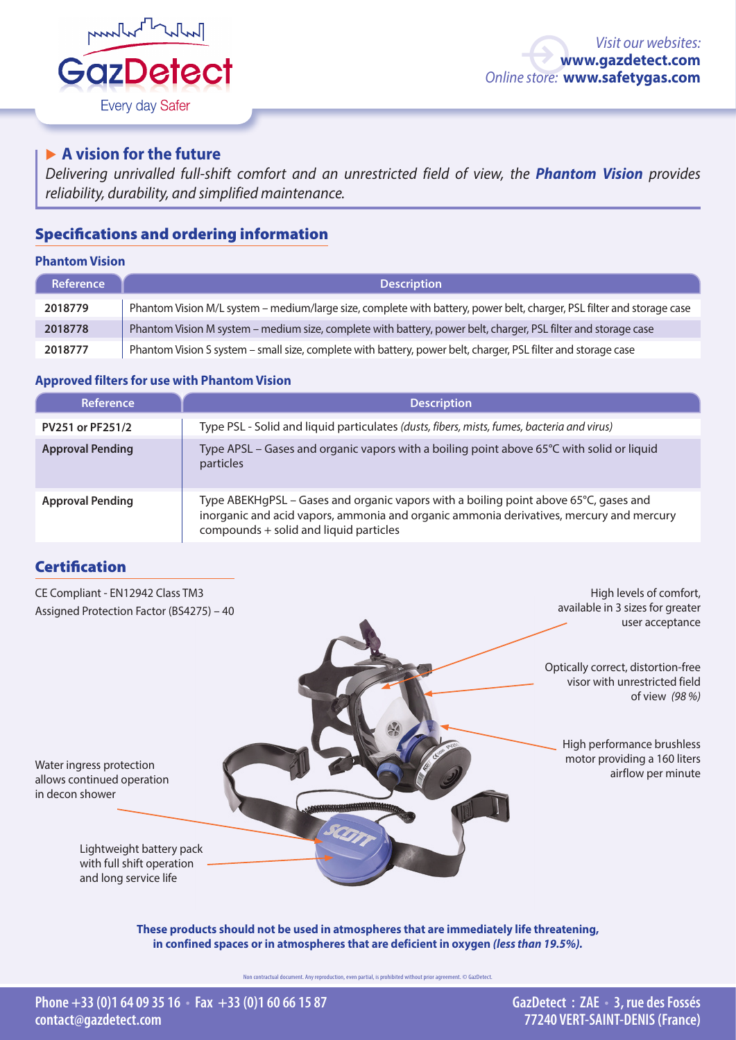## A vision for the future

*Delivering unrivalled full-shift comfort and an unrestricted field of view, the **Phantom Vision** provides reliability, durability, and simplified maintenance.*

## Specifications and ordering information

### Phantom Vision

| Reference | Description |
|---|---|
| 2018779 | Phantom Vision M/L system – medium/large size, complete with battery, power belt, charger, PSL filter and storage case |
| 2018778 | Phantom Vision M system – medium size, complete with battery, power belt, charger, PSL filter and storage case |
| 2018777 | Phantom Vision S system – small size, complete with battery, power belt, charger, PSL filter and storage case |

### Approved filters for use with Phantom Vision

| Reference | Description |
|---|---|
| **PV251 or PF251/2** | Type PSL - Solid and liquid particulates *(dusts, fibers, mists, fumes, bacteria and virus)* |
| **Approval Pending** | Type APSL – Gases and organic vapors with a boiling point above 65°C with solid or liquid particles |
| **Approval Pending** | Type ABEKHgPSL – Gases and organic vapors with a boiling point above 65°C, gases and inorganic and acid vapors, ammonia and organic ammonia derivatives, mercury and mercury compounds + solid and liquid particles |

## Certification

CE Compliant - EN12942 Class TM3
Assigned Protection Factor (BS4275) – 40

High levels of comfort, available in 3 sizes for greater user acceptance

Optically correct, distortion-free visor with unrestricted field of view *(98 %)*

High performance brushless motor providing a 160 liters airflow per minute

Water ingress protection allows continued operation in decon shower

Lightweight battery pack with full shift operation and long service life

**These products should not be used in atmospheres that are immediately life threatening, in confined spaces or in atmospheres that are deficient in oxygen *(less than 19.5%)*.**

Non contractual document. Any reproduction, even partial, is prohibited without prior agreement. © GazDetect.

**Phone +33 (0)1 64 09 35 16 • Fax +33 (0)1 60 66 15 87**
**contact@gazdetect.com**

**GazDetect : ZAE • 3, rue des Fossés**
**77240 VERT-SAINT-DENIS (France)**